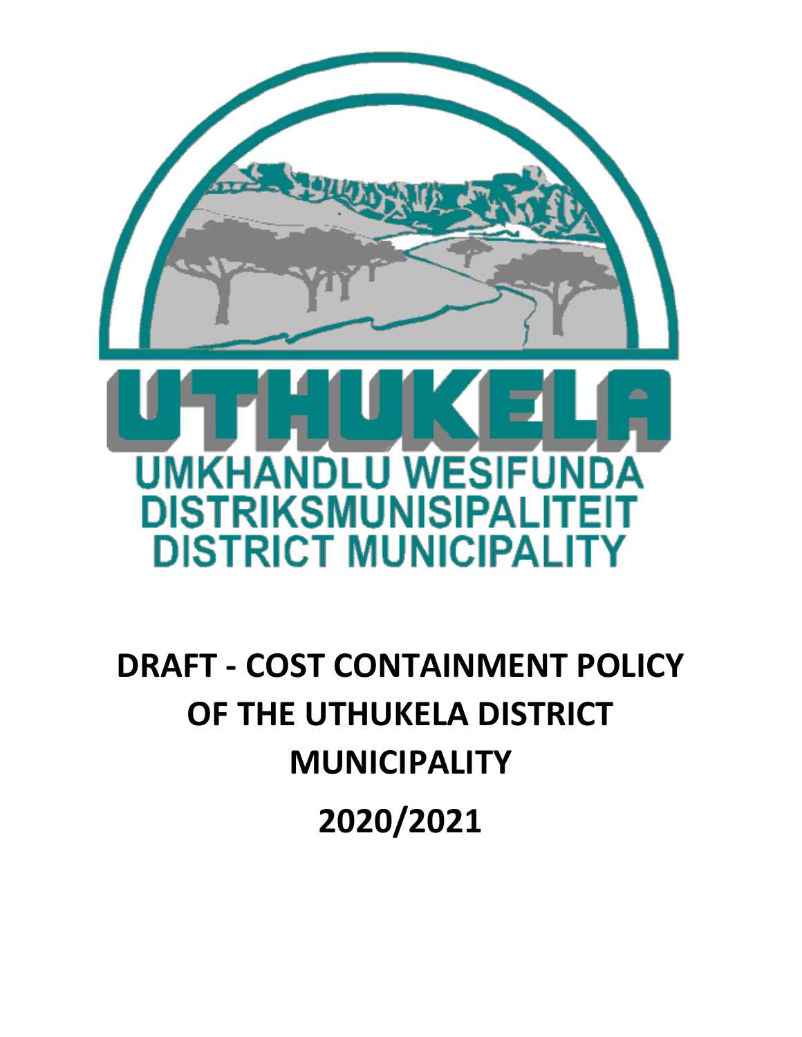UTHUKELA

UMKHANDLU WESIFUNDA
DISTRIKSMUNISIPALITEIT
DISTRICT MUNICIPALITY

# DRAFT - COST CONTAINMENT POLICY OF THE UTHUKELA DISTRICT MUNICIPALITY

# 2020/2021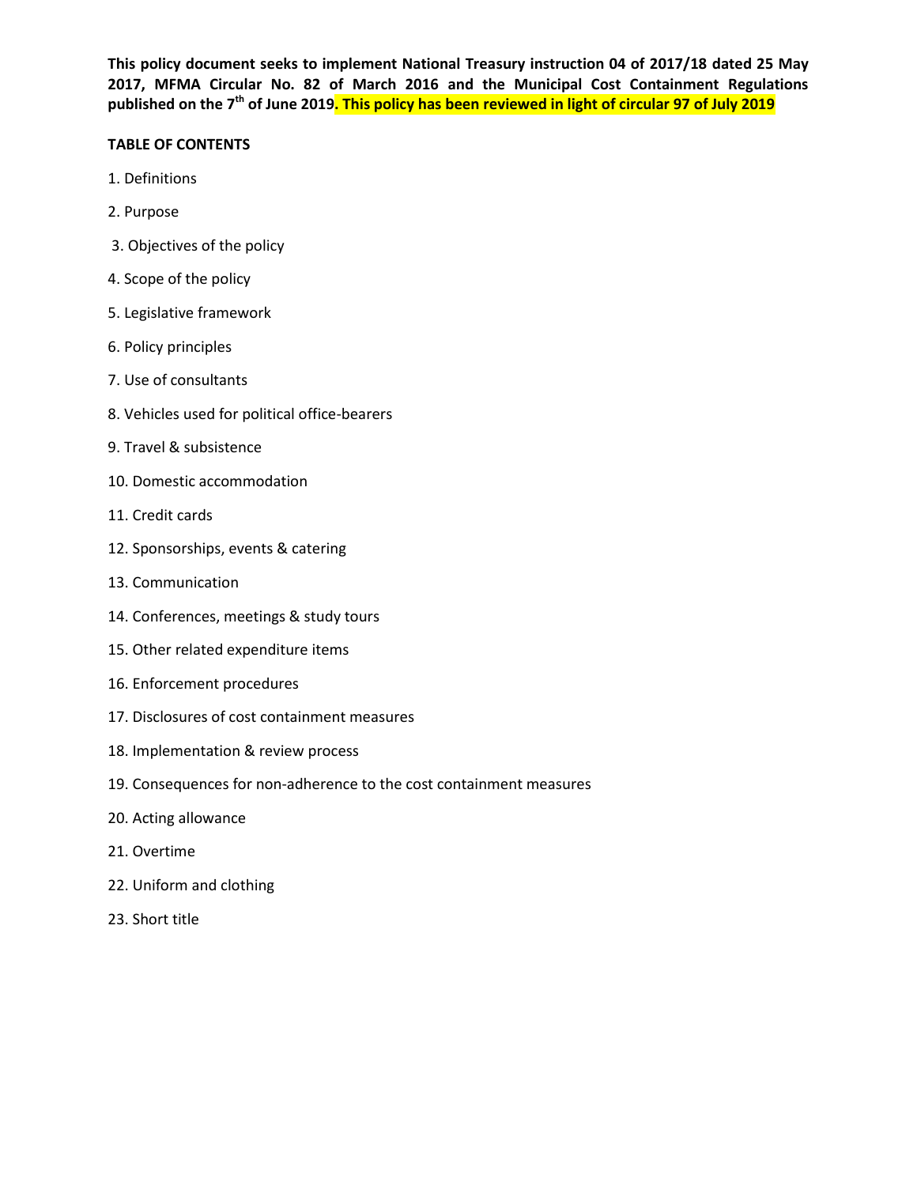**This policy document seeks to implement National Treasury instruction 04 of 2017/18 dated 25 May 2017, MFMA Circular No. 82 of March 2016 and the Municipal Cost Containment Regulations published on the 7th of June 2019. This policy has been reviewed in light of circular 97 of July 2019**

**TABLE OF CONTENTS**

1. Definitions
2. Purpose
3. Objectives of the policy
4. Scope of the policy
5. Legislative framework
6. Policy principles
7. Use of consultants
8. Vehicles used for political office-bearers
9. Travel & subsistence
10. Domestic accommodation
11. Credit cards
12. Sponsorships, events & catering
13. Communication
14. Conferences, meetings & study tours
15. Other related expenditure items
16. Enforcement procedures
17. Disclosures of cost containment measures
18. Implementation & review process
19. Consequences for non-adherence to the cost containment measures
20. Acting allowance
21. Overtime
22. Uniform and clothing
23. Short title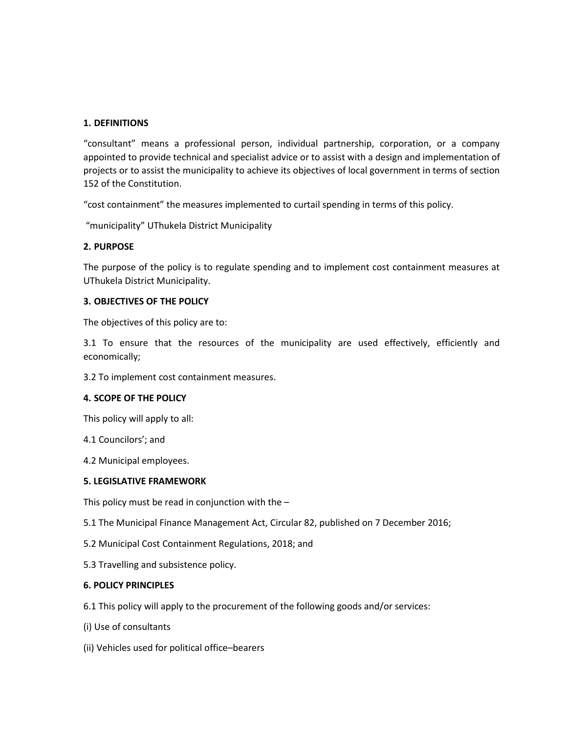**1. DEFINITIONS**

"consultant" means a professional person, individual partnership, corporation, or a company appointed to provide technical and specialist advice or to assist with a design and implementation of projects or to assist the municipality to achieve its objectives of local government in terms of section 152 of the Constitution.

"cost containment" the measures implemented to curtail spending in terms of this policy.

"municipality" UThukela District Municipality

**2. PURPOSE**

The purpose of the policy is to regulate spending and to implement cost containment measures at UThukela District Municipality.

**3. OBJECTIVES OF THE POLICY**

The objectives of this policy are to:

3.1 To ensure that the resources of the municipality are used effectively, efficiently and economically;

3.2 To implement cost containment measures.

**4. SCOPE OF THE POLICY**

This policy will apply to all:

4.1 Councilors'; and

4.2 Municipal employees.

**5. LEGISLATIVE FRAMEWORK**

This policy must be read in conjunction with the –

5.1 The Municipal Finance Management Act, Circular 82, published on 7 December 2016;

5.2 Municipal Cost Containment Regulations, 2018; and

5.3 Travelling and subsistence policy.

**6. POLICY PRINCIPLES**

6.1 This policy will apply to the procurement of the following goods and/or services:

(i) Use of consultants

(ii) Vehicles used for political office–bearers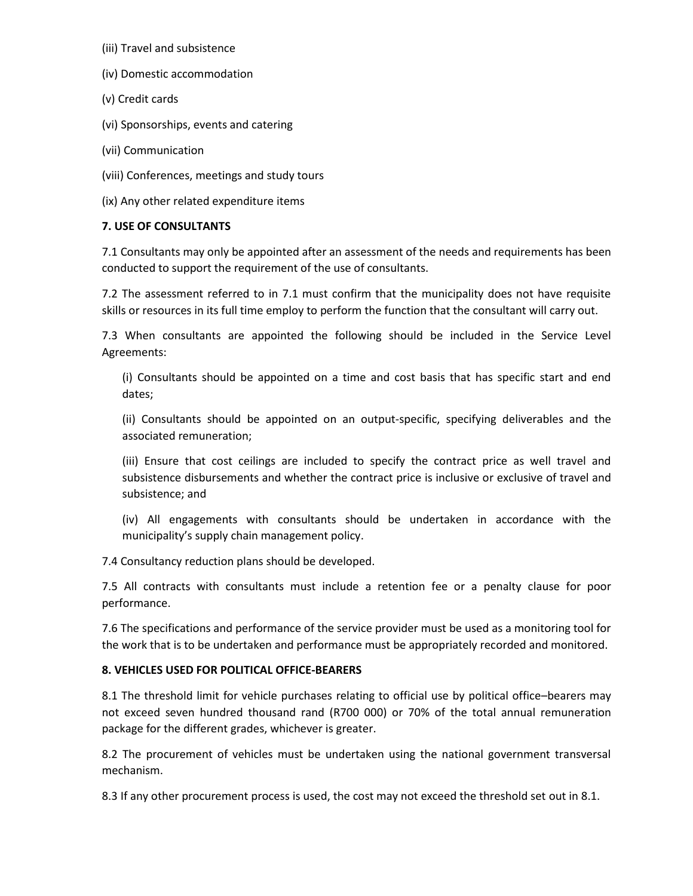(iii) Travel and subsistence

(iv) Domestic accommodation

(v) Credit cards

(vi) Sponsorships, events and catering

(vii) Communication

(viii) Conferences, meetings and study tours

(ix) Any other related expenditure items

**7. USE OF CONSULTANTS**

7.1 Consultants may only be appointed after an assessment of the needs and requirements has been conducted to support the requirement of the use of consultants.

7.2 The assessment referred to in 7.1 must confirm that the municipality does not have requisite skills or resources in its full time employ to perform the function that the consultant will carry out.

7.3 When consultants are appointed the following should be included in the Service Level Agreements:

(i) Consultants should be appointed on a time and cost basis that has specific start and end dates;

(ii) Consultants should be appointed on an output-specific, specifying deliverables and the associated remuneration;

(iii) Ensure that cost ceilings are included to specify the contract price as well travel and subsistence disbursements and whether the contract price is inclusive or exclusive of travel and subsistence; and

(iv) All engagements with consultants should be undertaken in accordance with the municipality's supply chain management policy.

7.4 Consultancy reduction plans should be developed.

7.5 All contracts with consultants must include a retention fee or a penalty clause for poor performance.

7.6 The specifications and performance of the service provider must be used as a monitoring tool for the work that is to be undertaken and performance must be appropriately recorded and monitored.

**8. VEHICLES USED FOR POLITICAL OFFICE-BEARERS**

8.1 The threshold limit for vehicle purchases relating to official use by political office–bearers may not exceed seven hundred thousand rand (R700 000) or 70% of the total annual remuneration package for the different grades, whichever is greater.

8.2 The procurement of vehicles must be undertaken using the national government transversal mechanism.

8.3 If any other procurement process is used, the cost may not exceed the threshold set out in 8.1.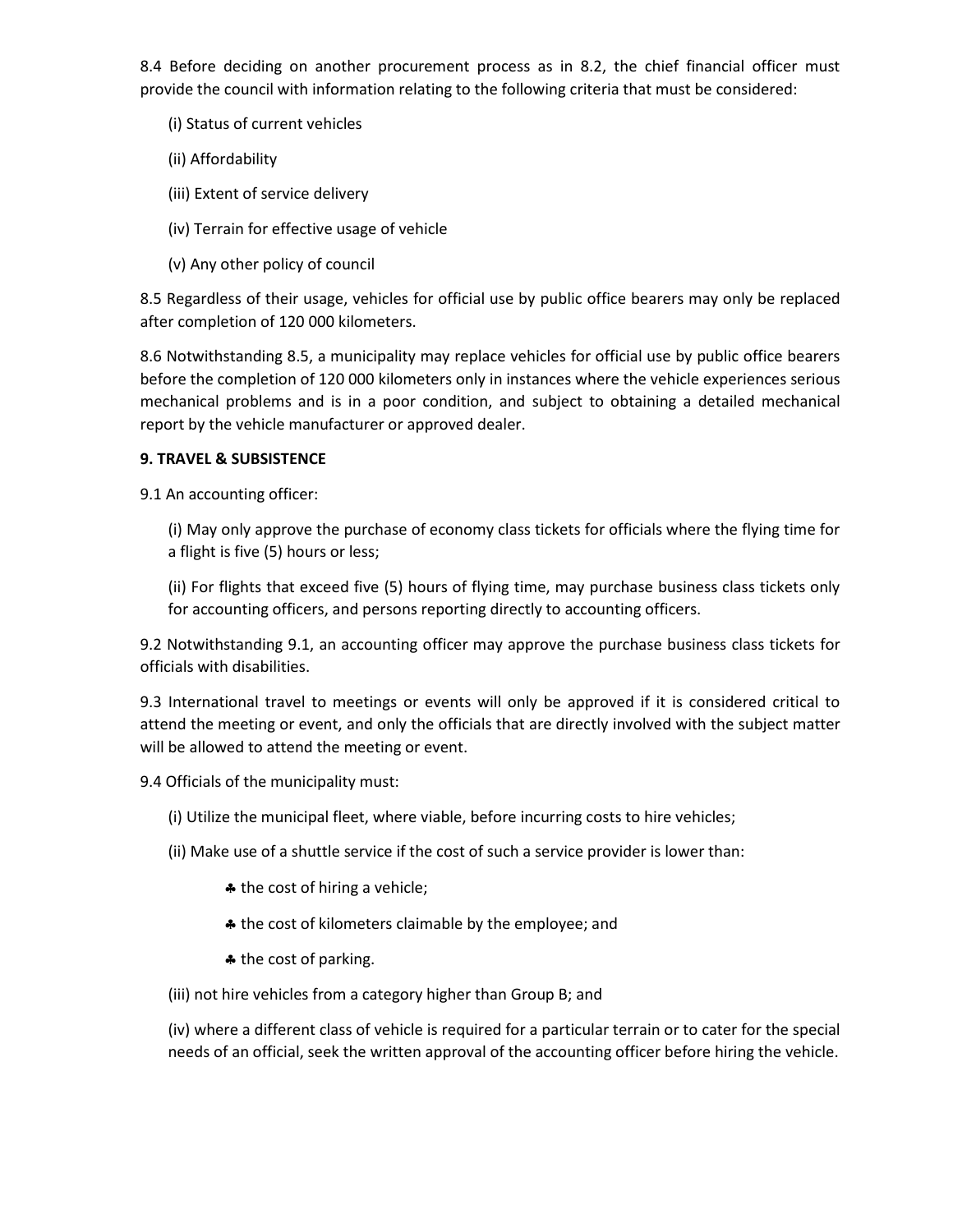8.4 Before deciding on another procurement process as in 8.2, the chief financial officer must provide the council with information relating to the following criteria that must be considered:

(i) Status of current vehicles

(ii) Affordability

(iii) Extent of service delivery

(iv) Terrain for effective usage of vehicle

(v) Any other policy of council

8.5 Regardless of their usage, vehicles for official use by public office bearers may only be replaced after completion of 120 000 kilometers.

8.6 Notwithstanding 8.5, a municipality may replace vehicles for official use by public office bearers before the completion of 120 000 kilometers only in instances where the vehicle experiences serious mechanical problems and is in a poor condition, and subject to obtaining a detailed mechanical report by the vehicle manufacturer or approved dealer.

**9. TRAVEL & SUBSISTENCE**

9.1 An accounting officer:

(i) May only approve the purchase of economy class tickets for officials where the flying time for a flight is five (5) hours or less;

(ii) For flights that exceed five (5) hours of flying time, may purchase business class tickets only for accounting officers, and persons reporting directly to accounting officers.

9.2 Notwithstanding 9.1, an accounting officer may approve the purchase business class tickets for officials with disabilities.

9.3 International travel to meetings or events will only be approved if it is considered critical to attend the meeting or event, and only the officials that are directly involved with the subject matter will be allowed to attend the meeting or event.

9.4 Officials of the municipality must:

(i) Utilize the municipal fleet, where viable, before incurring costs to hire vehicles;

(ii) Make use of a shuttle service if the cost of such a service provider is lower than:

- ♣ the cost of hiring a vehicle;
- ♣ the cost of kilometers claimable by the employee; and
- ♣ the cost of parking.

(iii) not hire vehicles from a category higher than Group B; and

(iv) where a different class of vehicle is required for a particular terrain or to cater for the special needs of an official, seek the written approval of the accounting officer before hiring the vehicle.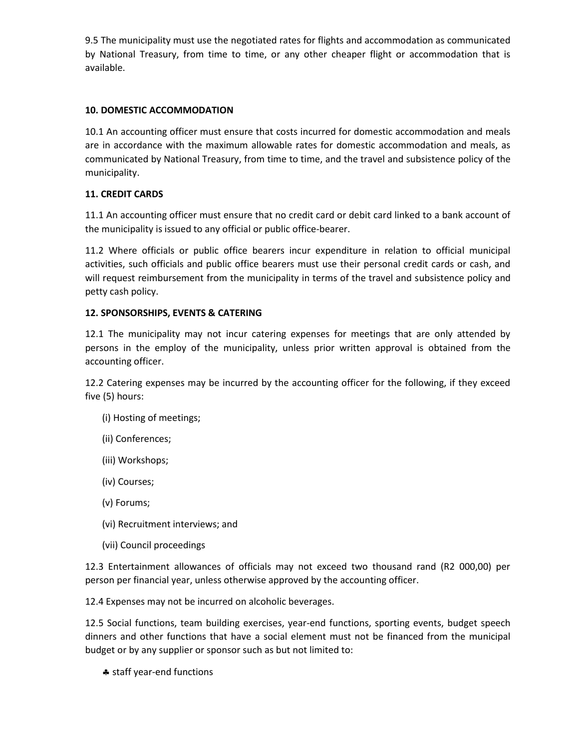9.5 The municipality must use the negotiated rates for flights and accommodation as communicated by National Treasury, from time to time, or any other cheaper flight or accommodation that is available.

### 10. DOMESTIC ACCOMMODATION

10.1 An accounting officer must ensure that costs incurred for domestic accommodation and meals are in accordance with the maximum allowable rates for domestic accommodation and meals, as communicated by National Treasury, from time to time, and the travel and subsistence policy of the municipality.

### 11. CREDIT CARDS

11.1 An accounting officer must ensure that no credit card or debit card linked to a bank account of the municipality is issued to any official or public office-bearer.

11.2 Where officials or public office bearers incur expenditure in relation to official municipal activities, such officials and public office bearers must use their personal credit cards or cash, and will request reimbursement from the municipality in terms of the travel and subsistence policy and petty cash policy.

### 12. SPONSORSHIPS, EVENTS & CATERING

12.1 The municipality may not incur catering expenses for meetings that are only attended by persons in the employ of the municipality, unless prior written approval is obtained from the accounting officer.

12.2 Catering expenses may be incurred by the accounting officer for the following, if they exceed five (5) hours:

(i) Hosting of meetings;

(ii) Conferences;

(iii) Workshops;

(iv) Courses;

(v) Forums;

(vi) Recruitment interviews; and

(vii) Council proceedings

12.3 Entertainment allowances of officials may not exceed two thousand rand (R2 000,00) per person per financial year, unless otherwise approved by the accounting officer.

12.4 Expenses may not be incurred on alcoholic beverages.

12.5 Social functions, team building exercises, year-end functions, sporting events, budget speech dinners and other functions that have a social element must not be financed from the municipal budget or by any supplier or sponsor such as but not limited to:

- staff year-end functions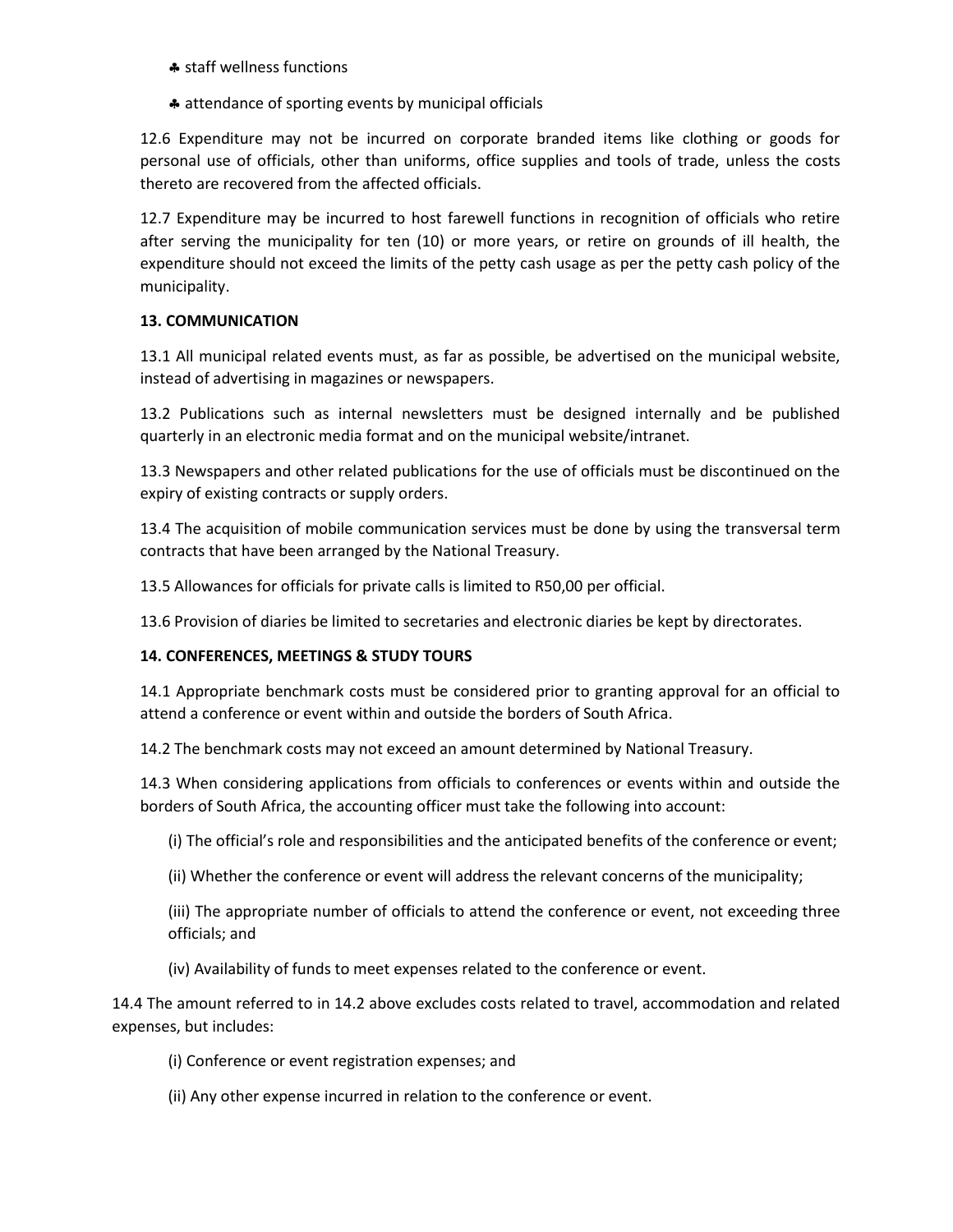- ♣ staff wellness functions
- ♣ attendance of sporting events by municipal officials

12.6 Expenditure may not be incurred on corporate branded items like clothing or goods for personal use of officials, other than uniforms, office supplies and tools of trade, unless the costs thereto are recovered from the affected officials.

12.7 Expenditure may be incurred to host farewell functions in recognition of officials who retire after serving the municipality for ten (10) or more years, or retire on grounds of ill health, the expenditure should not exceed the limits of the petty cash usage as per the petty cash policy of the municipality.

**13. COMMUNICATION**

13.1 All municipal related events must, as far as possible, be advertised on the municipal website, instead of advertising in magazines or newspapers.

13.2 Publications such as internal newsletters must be designed internally and be published quarterly in an electronic media format and on the municipal website/intranet.

13.3 Newspapers and other related publications for the use of officials must be discontinued on the expiry of existing contracts or supply orders.

13.4 The acquisition of mobile communication services must be done by using the transversal term contracts that have been arranged by the National Treasury.

13.5 Allowances for officials for private calls is limited to R50,00 per official.

13.6 Provision of diaries be limited to secretaries and electronic diaries be kept by directorates.

**14. CONFERENCES, MEETINGS & STUDY TOURS**

14.1 Appropriate benchmark costs must be considered prior to granting approval for an official to attend a conference or event within and outside the borders of South Africa.

14.2 The benchmark costs may not exceed an amount determined by National Treasury.

14.3 When considering applications from officials to conferences or events within and outside the borders of South Africa, the accounting officer must take the following into account:

(i) The official's role and responsibilities and the anticipated benefits of the conference or event;

(ii) Whether the conference or event will address the relevant concerns of the municipality;

(iii) The appropriate number of officials to attend the conference or event, not exceeding three officials; and

(iv) Availability of funds to meet expenses related to the conference or event.

14.4 The amount referred to in 14.2 above excludes costs related to travel, accommodation and related expenses, but includes:

(i) Conference or event registration expenses; and

(ii) Any other expense incurred in relation to the conference or event.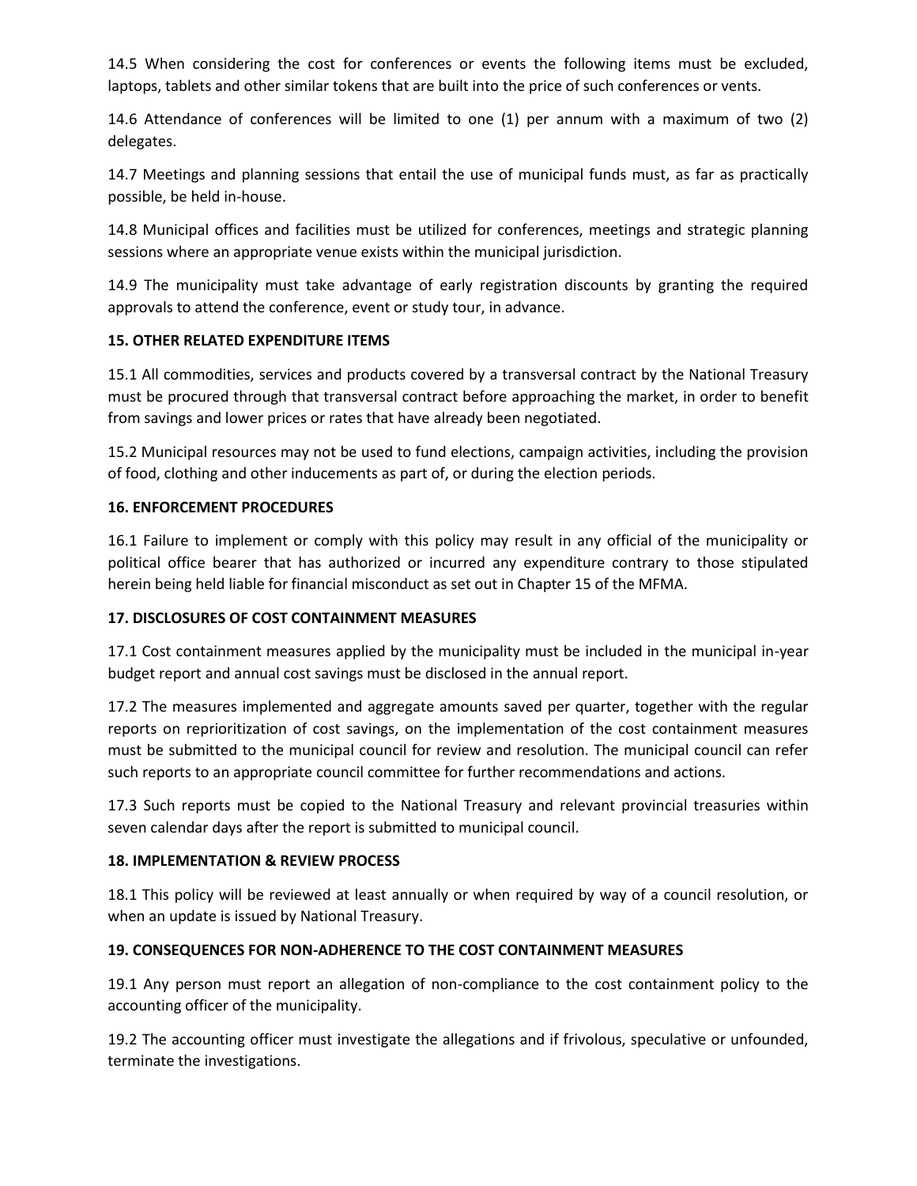14.5 When considering the cost for conferences or events the following items must be excluded, laptops, tablets and other similar tokens that are built into the price of such conferences or vents.

14.6 Attendance of conferences will be limited to one (1) per annum with a maximum of two (2) delegates.

14.7 Meetings and planning sessions that entail the use of municipal funds must, as far as practically possible, be held in-house.

14.8 Municipal offices and facilities must be utilized for conferences, meetings and strategic planning sessions where an appropriate venue exists within the municipal jurisdiction.

14.9 The municipality must take advantage of early registration discounts by granting the required approvals to attend the conference, event or study tour, in advance.

**15. OTHER RELATED EXPENDITURE ITEMS**

15.1 All commodities, services and products covered by a transversal contract by the National Treasury must be procured through that transversal contract before approaching the market, in order to benefit from savings and lower prices or rates that have already been negotiated.

15.2 Municipal resources may not be used to fund elections, campaign activities, including the provision of food, clothing and other inducements as part of, or during the election periods.

**16. ENFORCEMENT PROCEDURES**

16.1 Failure to implement or comply with this policy may result in any official of the municipality or political office bearer that has authorized or incurred any expenditure contrary to those stipulated herein being held liable for financial misconduct as set out in Chapter 15 of the MFMA.

**17. DISCLOSURES OF COST CONTAINMENT MEASURES**

17.1 Cost containment measures applied by the municipality must be included in the municipal in-year budget report and annual cost savings must be disclosed in the annual report.

17.2 The measures implemented and aggregate amounts saved per quarter, together with the regular reports on reprioritization of cost savings, on the implementation of the cost containment measures must be submitted to the municipal council for review and resolution. The municipal council can refer such reports to an appropriate council committee for further recommendations and actions.

17.3 Such reports must be copied to the National Treasury and relevant provincial treasuries within seven calendar days after the report is submitted to municipal council.

**18. IMPLEMENTATION & REVIEW PROCESS**

18.1 This policy will be reviewed at least annually or when required by way of a council resolution, or when an update is issued by National Treasury.

**19. CONSEQUENCES FOR NON-ADHERENCE TO THE COST CONTAINMENT MEASURES**

19.1 Any person must report an allegation of non-compliance to the cost containment policy to the accounting officer of the municipality.

19.2 The accounting officer must investigate the allegations and if frivolous, speculative or unfounded, terminate the investigations.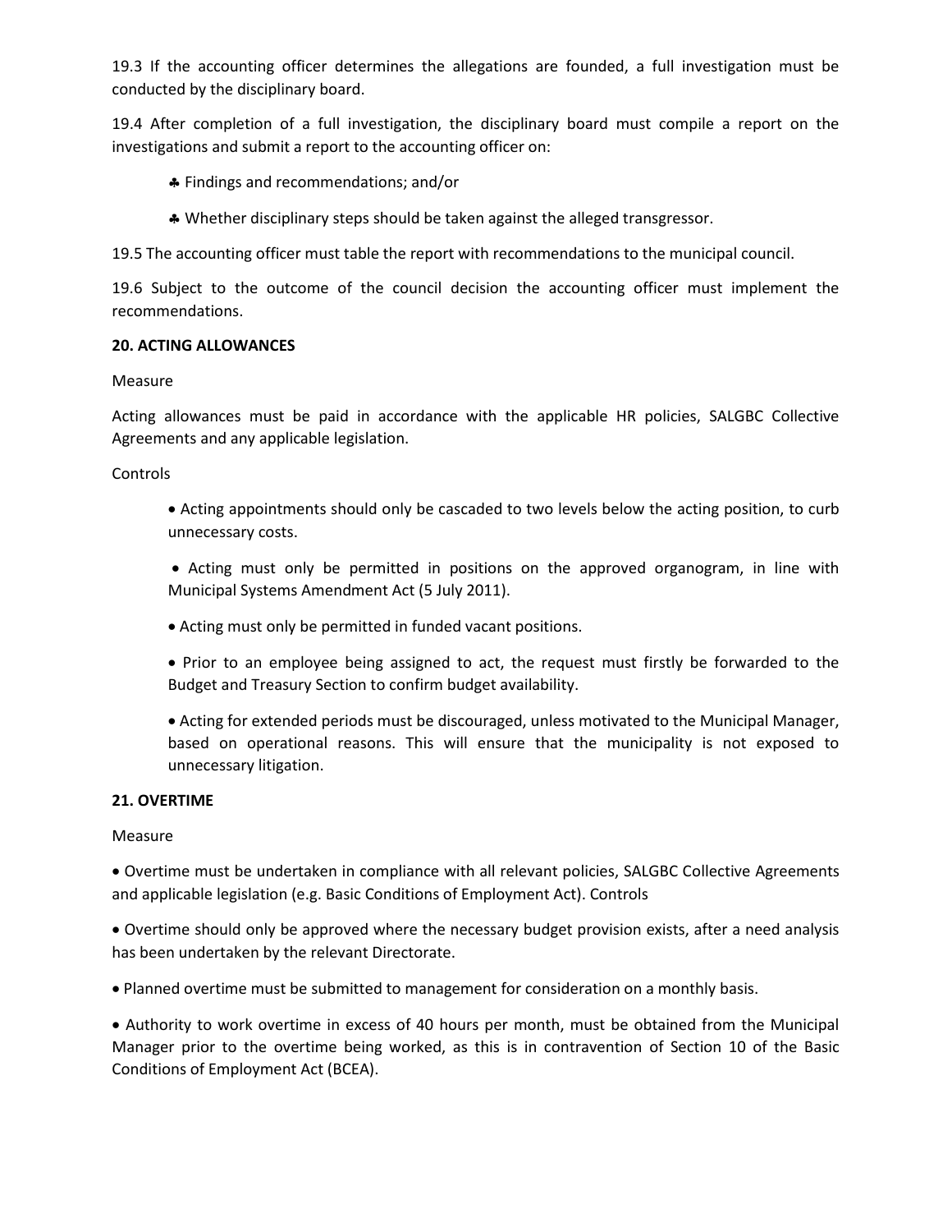19.3 If the accounting officer determines the allegations are founded, a full investigation must be conducted by the disciplinary board.

19.4 After completion of a full investigation, the disciplinary board must compile a report on the investigations and submit a report to the accounting officer on:

- ♣ Findings and recommendations; and/or
- ♣ Whether disciplinary steps should be taken against the alleged transgressor.

19.5 The accounting officer must table the report with recommendations to the municipal council.

19.6 Subject to the outcome of the council decision the accounting officer must implement the recommendations.

**20. ACTING ALLOWANCES**

Measure

Acting allowances must be paid in accordance with the applicable HR policies, SALGBC Collective Agreements and any applicable legislation.

Controls

- Acting appointments should only be cascaded to two levels below the acting position, to curb unnecessary costs.
- Acting must only be permitted in positions on the approved organogram, in line with Municipal Systems Amendment Act (5 July 2011).
- Acting must only be permitted in funded vacant positions.
- Prior to an employee being assigned to act, the request must firstly be forwarded to the Budget and Treasury Section to confirm budget availability.
- Acting for extended periods must be discouraged, unless motivated to the Municipal Manager, based on operational reasons. This will ensure that the municipality is not exposed to unnecessary litigation.

**21. OVERTIME**

Measure

- Overtime must be undertaken in compliance with all relevant policies, SALGBC Collective Agreements and applicable legislation (e.g. Basic Conditions of Employment Act). Controls
- Overtime should only be approved where the necessary budget provision exists, after a need analysis has been undertaken by the relevant Directorate.
- Planned overtime must be submitted to management for consideration on a monthly basis.
- Authority to work overtime in excess of 40 hours per month, must be obtained from the Municipal Manager prior to the overtime being worked, as this is in contravention of Section 10 of the Basic Conditions of Employment Act (BCEA).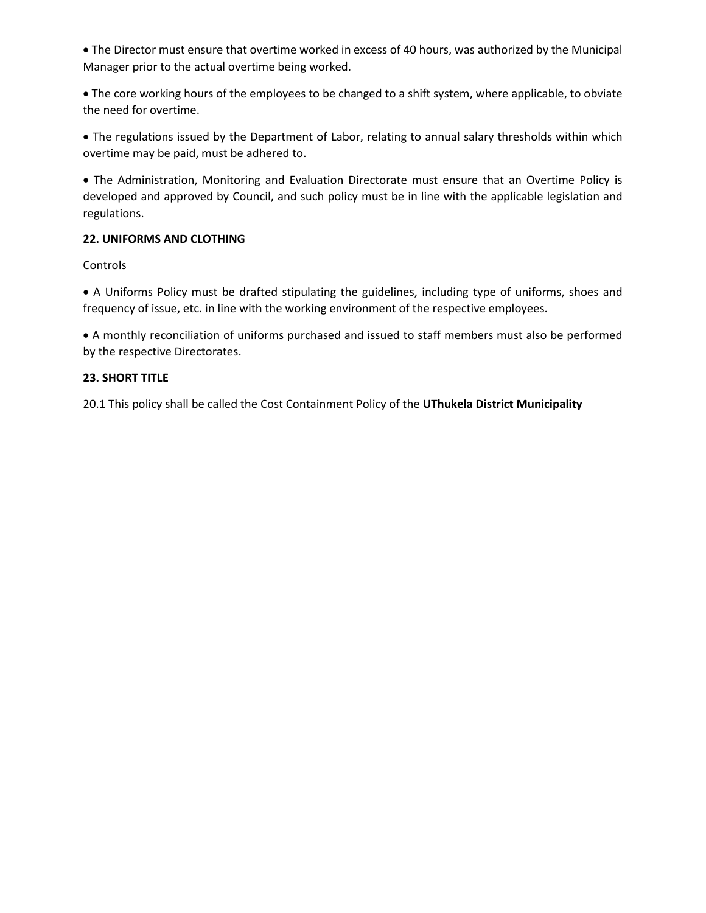- The Director must ensure that overtime worked in excess of 40 hours, was authorized by the Municipal Manager prior to the actual overtime being worked.

- The core working hours of the employees to be changed to a shift system, where applicable, to obviate the need for overtime.

- The regulations issued by the Department of Labor, relating to annual salary thresholds within which overtime may be paid, must be adhered to.

- The Administration, Monitoring and Evaluation Directorate must ensure that an Overtime Policy is developed and approved by Council, and such policy must be in line with the applicable legislation and regulations.

**22. UNIFORMS AND CLOTHING**

Controls

- A Uniforms Policy must be drafted stipulating the guidelines, including type of uniforms, shoes and frequency of issue, etc. in line with the working environment of the respective employees.

- A monthly reconciliation of uniforms purchased and issued to staff members must also be performed by the respective Directorates.

**23. SHORT TITLE**

20.1 This policy shall be called the Cost Containment Policy of the **UThukela District Municipality**